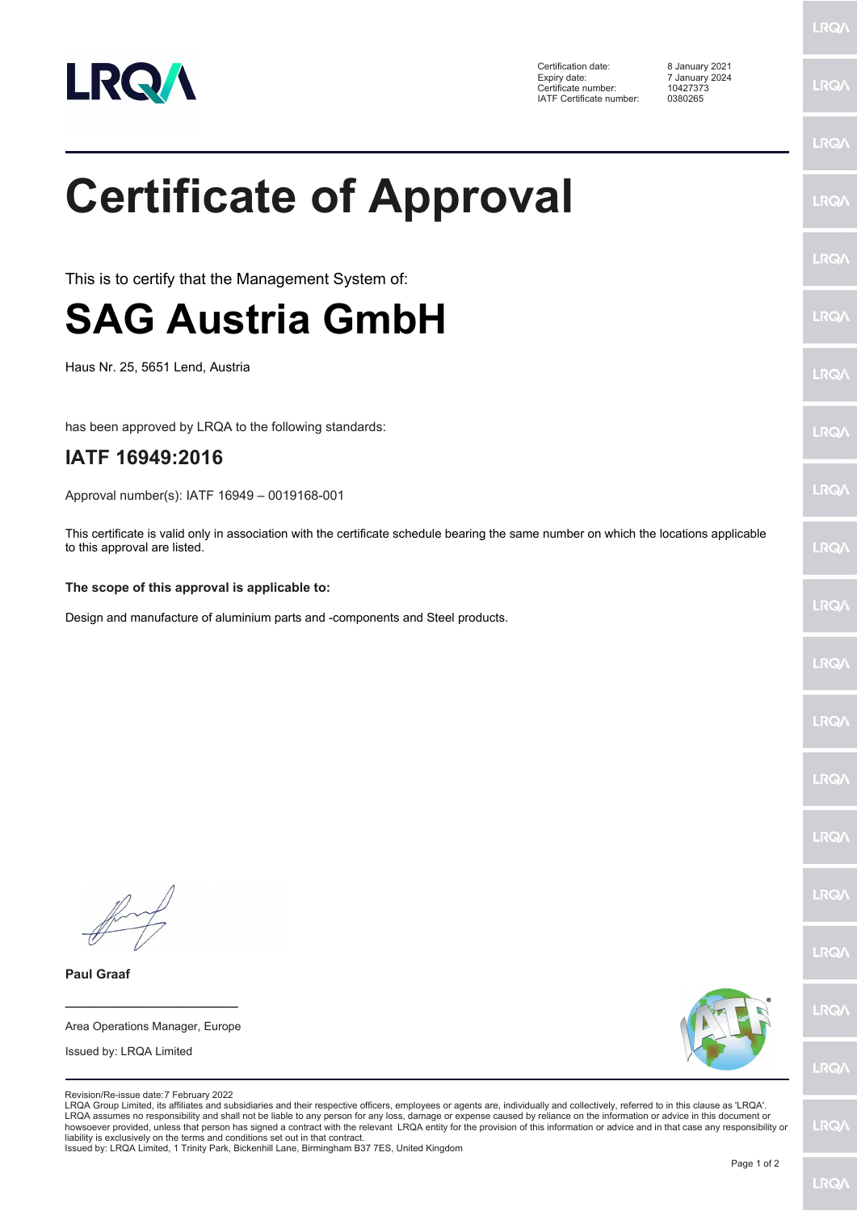| | |
|---|---|
| Certification date: | 8 January 2021 |
| Expiry date: | 7 January 2024 |
| Certificate number: | 10427373 |
| IATF Certificate number: | 0380265 |

# Certificate of Approval

This is to certify that the Management System of:

# SAG Austria GmbH

Haus Nr. 25, 5651 Lend, Austria

has been approved by LRQA to the following standards:

## IATF 16949:2016

Approval number(s): IATF 16949 – 0019168-001

This certificate is valid only in association with the certificate schedule bearing the same number on which the locations applicable to this approval are listed.

**The scope of this approval is applicable to:**

Design and manufacture of aluminium parts and -components and Steel products.

**Paul Graaf**

Area Operations Manager, Europe

Issued by: LRQA Limited

Revision/Re-issue date:7 February 2022

LRQA Group Limited, its affiliates and subsidiaries and their respective officers, employees or agents are, individually and collectively, referred to in this clause as 'LRQA'. LRQA assumes no responsibility and shall not be liable to any person for any loss, damage or expense caused by reliance on the information or advice in this document or howsoever provided, unless that person has signed a contract with the relevant LRQA entity for the provision of this information or advice and in that case any responsibility or liability is exclusively on the terms and conditions set out in that contract.

Issued by: LRQA Limited, 1 Trinity Park, Bickenhill Lane, Birmingham B37 7ES, United Kingdom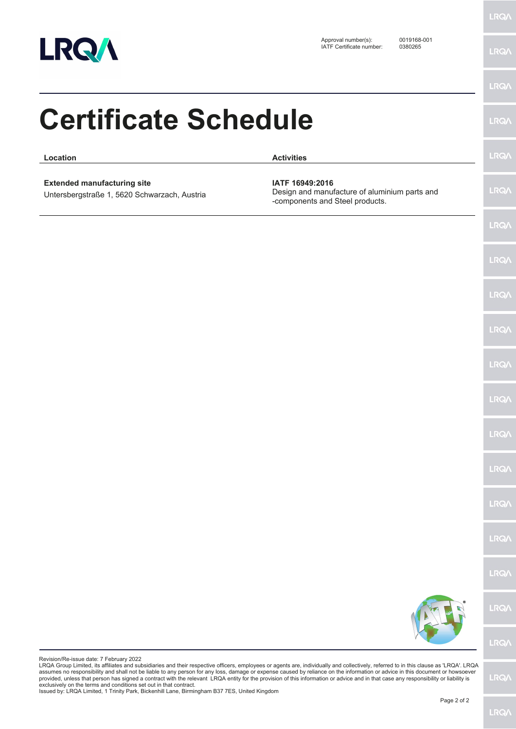Approval number(s): 0019168-001
IATF Certificate number: 0380265

# Certificate Schedule

| Location | Activities |
| --- | --- |
| **Extended manufacturing site**<br>Untersbergstraße 1, 5620 Schwarzach, Austria | **IATF 16949:2016**<br>Design and manufacture of aluminium parts and -components and Steel products. |

Revision/Re-issue date: 7 February 2022
LRQA Group Limited, its affiliates and subsidiaries and their respective officers, employees or agents are, individually and collectively, referred to in this clause as 'LRQA'. LRQA assumes no responsibility and shall not be liable to any person for any loss, damage or expense caused by reliance on the information or advice in this document or howsoever provided, unless that person has signed a contract with the relevant LRQA entity for the provision of this information or advice and in that case any responsibility or liability is exclusively on the terms and conditions set out in that contract.
Issued by: LRQA Limited, 1 Trinity Park, Bickenhill Lane, Birmingham B37 7ES, United Kingdom